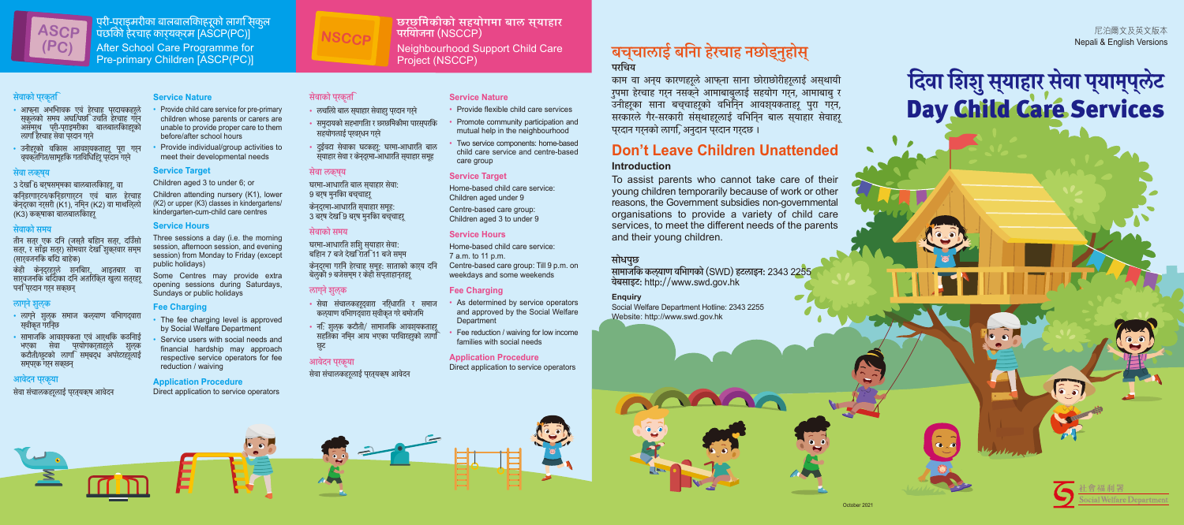尼泊爾文及英文版本
Nepali & English Versions

# दिवा शिशु स्याहार सेवा प्याम्प्लेट
# Day Child Care Services

## बच्चालाई बिना हेरचाह नछोड्नुहोस्

### परिचय

काम वा अन्य कारणहरूले आफ्ना साना छोराछोरीहरूलाई अस्थायी रुपमा हेरचाह गर्न नसक्ने आमाबाबुलाई सहयोग गर्न, आमाबाबु र उनीहरूका साना बच्चाहरूको विभिन्न आवश्यकताहरू पुरा गर्न, सरकारले गैर-सरकारी संस्थाहरूलाई विभिन्न बाल स्याहार सेवाहरू प्रदान गर्नको लागि, अनुदान प्रदान गर्दछ ।

## Don't Leave Children Unattended

### Introduction

To assist parents who cannot take care of their young children temporarily because of work or other reasons, the Government subsidies non-governmental organisations to provide a variety of child care services, to meet the different needs of the parents and their young children.

### सोधपुछ

सामाजिक कल्याण विभागको (SWD) हटलाइन: 2343 2255
वेबसाइट: http://www.swd.gov.hk

### Enquiry

Social Welfare Department Hotline: 2343 2255
Website: http://www.swd.gov.hk

---

## प्री-प्राइमरीका बालबालिकाहरूका लागि स्कुल पछाडीको हेरचाह कार्यक्रम [ASCP(PC)]
## After School Care Programme for Pre-primary Children [ASCP(PC)]

### सेवाको प्रकृति

- आफ्ना अभिभावक एवं हेरचाह प्रदायकहरूले स्कूलको समय अघि/पछि उचित हेरचाह गर्न असमर्थ प्री-प्राइमरीका बालबालिकाहरूको लागि हेरचाह सेवा प्रदान गर्ने
- उनीहरूको विकास आवश्यकताहरू पूरा गर्न व्यक्तिगत/सामूहिक गतिविधिहरू प्रदान गर्ने

### सेवा लक्ष्य

3 देखी 6 वर्षसम्मका बालबालिकाहरू, वा किन्डरगार्टन/किन्डरगार्टन एवं बाल हेरचाह केन्द्रका नर्सरी (K1), निम्न (K2) वा माथिल्लो (K3) कक्षाका बालबालिकाहरू

### सेवाको समय

तीन सत्र एक दिन (जस्तै बिहान सत्र, दउँसो सत्र, र साँझ सत्र) सोमबार देखी शुक्रबार सम्म (सार्वजनिक बिदा बाहेक)

केही केन्द्रहरूले शनिबार, आइतबार वा सार्वजनिक बिदाका दिन अतिरिक्त खुला सत्रहरू पनि प्रदान गर्न सक्छन्

### लाग्ने शुल्क

- लाग्ने शुल्क समाज कल्याण विभागद्वारा स्वीकृत गरिन्छ
- सामाजिक आवश्यकता एवं आर्थिक कठिनाई भएका सेवा प्रयोगकर्ताहरूले शुल्क कटौती/छुटको लागि सम्बद्ध अपरेटरहरूलाई सम्पर्क गर्न सक्छन्

### आवेदन प्रकृया

सेवा संचालकहरूलाई प्रत्यक्ष आवेदन

### Service Nature

- Provide child care service for pre-primary children whose parents or carers are unable to provide proper care to them before/after school hours
- Provide individual/group activities to meet their developmental needs

### Service Target

Children aged 3 to under 6; or

Children attending nursery (K1), lower (K2) or upper (K3) classes in kindergartens/kindergarten-cum-child care centres

### Service Hours

Three sessions a day (i.e. the morning session, afternoon session, and evening session) from Monday to Friday (except public holidays)

Some Centres may provide extra opening sessions during Saturdays, Sundays or public holidays

### Fee Charging

- The fee charging level is approved by Social Welfare Department
- Service users with social needs and financial hardship may approach respective service operators for fee reduction / waiving

### Application Procedure

Direct application to service operators

---

## छरछिमेकीको सहयोगमा बाल स्याहार परियोजना (NSCCP)
## Neighbourhood Support Child Care Project (NSCCP)

### सेवाको प्रकृति

- लचिलो बाल स्याहार सेवाहरू प्रदान गर्ने
- समुदायको सहभागिता र छरछिमेकीमा पारस्परिक सहयोगलाई प्रवर्धन गर्ने
- दुईवटा सेवाका घटकहरू: घरमा-आधारित बाल स्याहार सेवा र केन्द्रमा-आधारित स्याहार समूह

### सेवा लक्ष्य

घरमा-आधारित बाल स्याहार सेवा: 9 वर्ष मुनिका बच्चाहरू

केन्द्रमा-आधारित स्याहार समूह: 3 वर्ष देखी 9 वर्ष मुनिका बच्चाहरू

### सेवाको समय

घरमा-आधारित शिशु स्याहार सेवा: बिहान 7 बजे देखी राती 11 बजे सम्म

केन्द्रमा गरिने हेरचाह समूह: साताको कार्य दिन बेलुकी 9 बजेसम्म र केही सप्ताहान्तहरू

### लाग्ने शुल्क

- सेवा संचालकहरूद्वारा निर्धारित र समाज कल्याण विभागद्वारा स्वीकृत गरे बमोजिम
- न्यून शुल्क कटौती/ सामाजिक आवश्यकताहरू सहितका निम्न आय भएका परिवारहरूको लागि छुट

### आवेदन प्रकृया

सेवा संचालकहरूलाई प्रत्यक्ष आवेदन

### Service Nature

- Provide flexible child care services
- Promote community participation and mutual help in the neighbourhood
- Two service components: home-based child care service and centre-based care group

### Service Target

Home-based child care service: Children aged under 9

Centre-based care group: Children aged 3 to under 9

### Service Hours

Home-based child care service: 7 a.m. to 11 p.m.

Centre-based care group: Till 9 p.m. on weekdays and some weekends

### Fee Charging

- As determined by service operators and approved by the Social Welfare Department
- Fee reduction / waiving for low income families with social needs

### Application Procedure

Direct application to service operators

---

October 2021

社會福利署
Social Welfare Department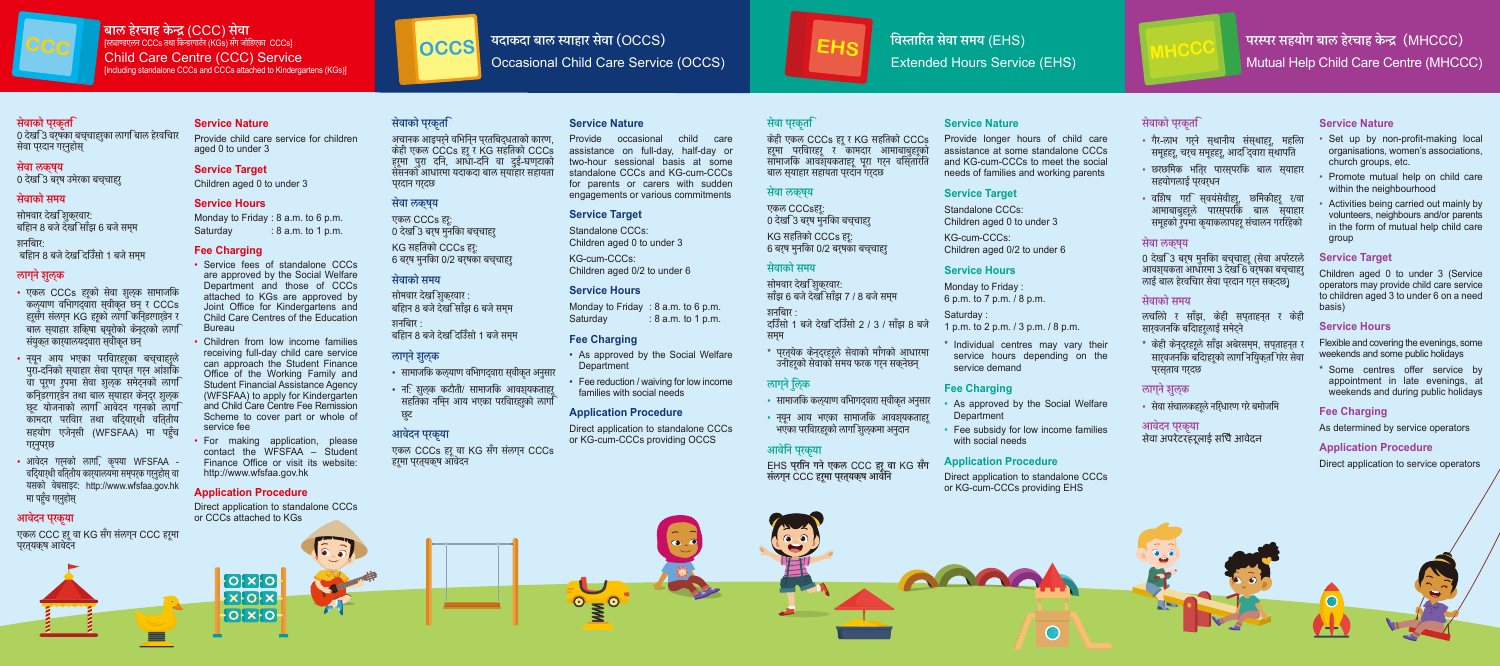# बाल हेरचाह केन्द्र (CCC) सेवा

[स्वाधान्दाएन्न CCCs तथा किन्डरगार्टेन (KGs) सँग जोडिएका CCCs]

# Child Care Centre (CCC) Service

[including standalone CCCs and CCCs attached to Kindergartens (KGs)]

### सेवाको प्रकृति

0 देखि 3 वर्षका बच्चाहरुका लागि बाल हेरचाह सेवा प्रदान गर्नुहोस्

### सेवा लक्ष्य

0 देखि 3 वर्ष उमेरका बच्चाहरु

### सेवाको समय

सोमबार देखि शुक्रबार: बिहान 8 बजे देखि साँझ 6 बजे सम्म

शनिबार: बिहान 8 बजे देखि दिउँसो 1 बजे सम्म

### लाग्ने शुल्क

- एकल CCCs हरुको सेवा शुल्क सामाजिक कल्याण विभागद्वारा स्वीकृत छन् र CCCs हरुसँग संलग्न KG हरुको लागि किन्डरगार्डेन र बाल स्याहार शिक्षण ब्युरोको केन्द्रको लागि संयुक्त कार्यालयद्वारा स्वीकृत छन्
- न्यून आय भएका परिवारहरुका बच्चाहरुले पुरा-दिनको स्याहारा सेवा प्राप्त गर्न आंशिक वा पूरण रुपमा सेवा शुल्क समेट्नको लागि किन्डरगार्डेन तथा बाल स्याहार केन्द्र शुल्क छुट योजनाको लागि आवेदन गर्नको लागि कामदार परिवार तथा विद्यार्थी वित्तीय सहयोग एजेन्सी (WFSFAA) मा पहुँच गर्नुपर्छ
- आवेदन गर्नको लागि, कृपया WFSFAA - विद्यार्थी वित्तीय कार्यालयमा सम्पर्क गर्नुहोस् वा यसको वेबसाइट: http://www.wfsfaa.gov.hk मा पहुँच गर्नुहोस्

### आवेदन प्रकृया

एकल CCC हरु वा KG सँग संलग्न CCC हरुमा प्रत्यक्ष आवेदन

### Service Nature

Provide child care service for children aged 0 to under 3

### Service Target

Children aged 0 to under 3

### Service Hours

Monday to Friday : 8 a.m. to 6 p.m.
Saturday : 8 a.m. to 1 p.m.

### Fee Charging

- Service fees of standalone CCCs are approved by the Social Welfare Department and those of CCCs attached to KGs are approved by Joint Office for Kindergartens and Child Care Centres of the Education Bureau
- Children from low income families receiving full-day child care service can approach the Student Finance Office of the Working Family and Student Financial Assistance Agency (WFSFAA) to apply for Kindergarten and Child Care Centre Fee Remission Scheme to cover part or whole of service fee
- For making application, please contact the WFSFAA – Student Finance Office or visit its website: http://www.wfsfaa.gov.hk

### Application Procedure

Direct application to standalone CCCs or CCCs attached to KGs

# यदाकदा बाल स्याहार सेवा (OCCS)

# Occasional Child Care Service (OCCS)

### सेवाको प्रकृति

अचानक आइपर्ने विभिन्न प्रतिबद्धताको कारण, केही एकल CCCs हरु र KG सहितको CCCs हरुमा पूरा दिन, आधा-दिन वा दुई-घण्टाको सेसनको आधारमा यदाकदा बाल स्याहार सहायता प्रदान गर्दछ

### सेवा लक्ष्य

एकल CCCs हरु:
0 देखि 3 वर्ष मुनिका बच्चाहरु

KG सहितको CCCs हरु:
6 वर्ष मुनिका 0/2 वर्षका बच्चाहरु

### सेवाको समय

सोमबार देखि शुक्रवार :
बिहान 8 बजे देखि साँझ 6 बजे सम्म

शनिबार :
बिहान 8 बजे देखि दिउँसो 1 बजे सम्म

### लाग्ने शुल्क

- सामाजिक कल्याण विभागद्वारा स्वीकृत अनुसार
- नि: शुल्क कटौती/ सामाजिक आवश्यकताहरु सहितका निम्न आय भएका परिवारहरुको लागि छुट

### आवेदन प्रकृया

एकल CCCs हरु वा KG सँग संलग्न CCCs हरुमा प्रत्यक्ष आवेदन

### Service Nature

Provide occasional child care assistance on full-day, half-day or two-hour sessional basis at some standalone CCCs and KG-cum-CCCs for parents or carers with sudden engagements or various commitments

### Service Target

Standalone CCCs:
Children aged 0 to under 3

KG-cum-CCCs:
Children aged 0/2 to under 6

### Service Hours

Monday to Friday : 8 a.m. to 6 p.m.
Saturday : 8 a.m. to 1 p.m.

### Fee Charging

- As approved by the Social Welfare Department
- Fee reduction / waiving for low income families with social needs

### Application Procedure

Direct application to standalone CCCs or KG-cum-CCCs providing OCCS

# विस्तारित सेवा समय (EHS)

# Extended Hours Service (EHS)

### सेवा प्रकृति

केही एकल CCCs हरु र KG सहितको CCCs हरुमा परिवारहरु र कामदार आमाबाबुहरुको सामाजिक आवश्यकताहरु पूरा गर्न बिस्तारित बाल स्याहार सहायता प्रदान गर्दछ

### सेवा लक्ष्य

एकल CCCsहरु:
0 देखि 3 वर्ष मुनिका बच्चाहरु

KG सहितको CCCs हरु:
6 वर्ष मुनिका 0/2 वर्षका बच्चाहरु

### सेवाको समय

सोमबार देखि शुक्रवार:
साँझ 6 बजे देखि साँझ 7 / 8 बजे सम्म

शनिबार :
दिउँसो 1 बजे देखि दिउँसो 2 / 3 / साँझ 8 बजे सम्म

\* प्रत्येक केन्द्रहरुले सेवाको माँगको आधारमा उनीहरुको सेवाको समय फरक गर्न सक्नेछन्

### लाग्ने लिंक

- सामाजिक कल्याण विभागद्वारा स्वीकृत अनुसार
- न्यून आय भएका सामाजिक आवश्यकताहरु भएका परिवारहरुको लागि शुल्कमा अनुदान

### आवेदन प्रकृया

EHS प्रदान गर्ने एकल CCC हरु वा KG सँग संलग्न CCC हरुमा प्रत्यक्ष आवेदन

### Service Nature

Provide longer hours of child care assistance at some standalone CCCs and KG-cum-CCCs to meet the social needs of families and working parents

### Service Target

Standalone CCCs:
Children aged 0 to under 3

KG-cum-CCCs:
Children aged 0/2 to under 6

### Service Hours

Monday to Friday :
6 p.m. to 7 p.m. / 8 p.m.

Saturday :
1 p.m. to 2 p.m. / 3 p.m. / 8 p.m.

\* Individual centres may vary their service hours depending on the service demand

### Fee Charging

- As approved by the Social Welfare Department
- Fee subsidy for low income families with social needs

### Application Procedure

Direct application to standalone CCCs or KG-cum-CCCs providing EHS

# परस्पर सहयोग बाल हेरचाह केन्द्र (MHCCC)

# Mutual Help Child Care Centre (MHCCC)

### सेवाको प्रकृति

- गैर-लाभ गर्ने स्थानीय संस्थाहरु, महिला समूहहरु, चर्च समूहहरु, आदि द्वारा स्थापित
- छरछिमेक भित्र पारस्परिक बाल स्याहार सहयोगलाई प्रवर्धन
- विशेष गरी स्वयंसेवीहरु, छिमेकीहरु र/वा आमाबाबुहरुले पारस्परिक बाल स्याहार समूहको रुपमा क्रियाकलापहरु संचालन गरिँदैको

### सेवा लक्ष्य

0 देखि 3 वर्ष मुनिका बच्चाहरु (सेवा अपरेटरले आवश्यकता आधारमा 3 देखि 6 वर्षका बच्चाहरु लाई बाल हेरचाह सेवा प्रदान गर्न सक्दछ)

### सेवाको समय

लचिलो र साँझ, केही सप्ताहन्त र केही सार्वजनिक बिदाहरुलाई समेट्ने

\* केही केन्द्रहरुले साँझ अबेरसम्म, सप्ताहन्त र सार्वजनिक बिदाहरुको लागि नियुक्ति गरेर सेवा प्रदान गर्दछ

### लाग्ने शुल्क

- सेवा संचालकहरुले निर्धारण गरे बमोजिम

### आवेदन प्रकृया

सेवा अपरेटरहरुलाई सिधै आवेदन

### Service Nature

- Set up by non-profit-making local organisations, women's associations, church groups, etc.
- Promote mutual help on child care within the neighbourhood
- Activities being carried out mainly by volunteers, neighbours and/or parents in the form of mutual help child care group

### Service Target

Children aged 0 to under 3 (Service operators may provide child care service to children aged 3 to under 6 on a need basis)

### Service Hours

Flexible and covering the evenings, some weekends and some public holidays

\* Some centres offer service by appointment in late evenings, at weekends and during public holidays

### Fee Charging

As determined by service operators

### Application Procedure

Direct application to service operators